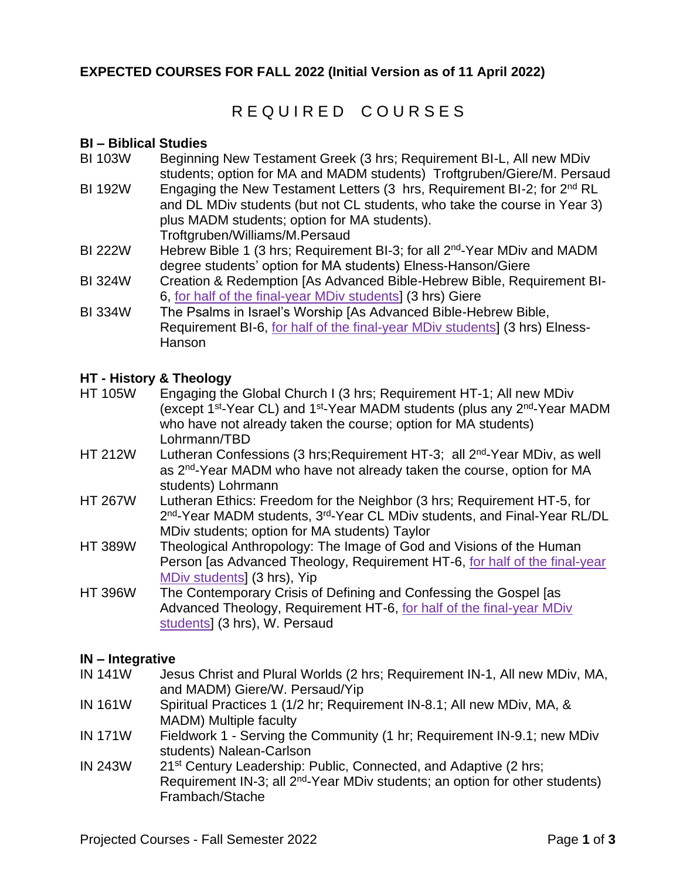**EXPECTED COURSES FOR FALL 2022 (Initial Version as of 11 April 2022)**

# REQUIRED COURSES

## BI – Biblical Studies

BI 103W — Beginning New Testament Greek (3 hrs; Requirement BI-L, All new MDiv students; option for MA and MADM students) Troftgruben/Giere/M. Persaud

BI 192W — Engaging the New Testament Letters (3 hrs, Requirement BI-2; for 2nd RL and DL MDiv students (but not CL students, who take the course in Year 3) plus MADM students; option for MA students). Troftgruben/Williams/M.Persaud

BI 222W — Hebrew Bible 1 (3 hrs; Requirement BI-3; for all 2nd-Year MDiv and MADM degree students' option for MA students) Elness-Hanson/Giere

BI 324W — Creation & Redemption [As Advanced Bible-Hebrew Bible, Requirement BI-6, for half of the final-year MDiv students] (3 hrs) Giere

BI 334W — The Psalms in Israel's Worship [As Advanced Bible-Hebrew Bible, Requirement BI-6, for half of the final-year MDiv students] (3 hrs) Elness-Hanson

## HT - History & Theology

HT 105W — Engaging the Global Church I (3 hrs; Requirement HT-1; All new MDiv (except 1st-Year CL) and 1st-Year MADM students (plus any 2nd-Year MADM who have not already taken the course; option for MA students) Lohrmann/TBD

HT 212W — Lutheran Confessions (3 hrs;Requirement HT-3; all 2nd-Year MDiv, as well as 2nd-Year MADM who have not already taken the course, option for MA students) Lohrmann

HT 267W — Lutheran Ethics: Freedom for the Neighbor (3 hrs; Requirement HT-5, for 2nd-Year MADM students, 3rd-Year CL MDiv students, and Final-Year RL/DL MDiv students; option for MA students) Taylor

HT 389W — Theological Anthropology: The Image of God and Visions of the Human Person [as Advanced Theology, Requirement HT-6, for half of the final-year MDiv students] (3 hrs), Yip

HT 396W — The Contemporary Crisis of Defining and Confessing the Gospel [as Advanced Theology, Requirement HT-6, for half of the final-year MDiv students] (3 hrs), W. Persaud

## IN – Integrative

IN 141W — Jesus Christ and Plural Worlds (2 hrs; Requirement IN-1, All new MDiv, MA, and MADM) Giere/W. Persaud/Yip

IN 161W — Spiritual Practices 1 (1/2 hr; Requirement IN-8.1; All new MDiv, MA, & MADM) Multiple faculty

IN 171W — Fieldwork 1 - Serving the Community (1 hr; Requirement IN-9.1; new MDiv students) Nalean-Carlson

IN 243W — 21st Century Leadership: Public, Connected, and Adaptive (2 hrs; Requirement IN-3; all 2nd-Year MDiv students; an option for other students) Frambach/Stache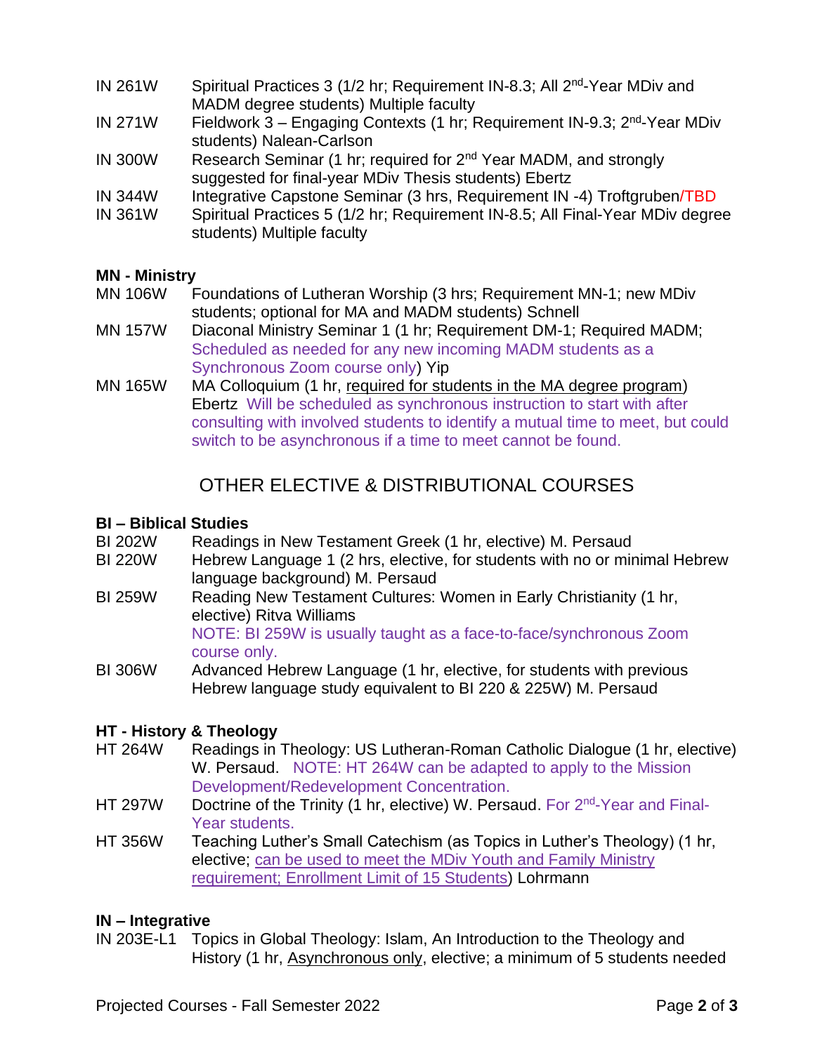IN 261W Spiritual Practices 3 (1/2 hr; Requirement IN-8.3; All 2nd-Year MDiv and MADM degree students) Multiple faculty

IN 271W Fieldwork 3 – Engaging Contexts (1 hr; Requirement IN-9.3; 2nd-Year MDiv students) Nalean-Carlson

IN 300W Research Seminar (1 hr; required for 2nd Year MADM, and strongly suggested for final-year MDiv Thesis students) Ebertz

IN 344W Integrative Capstone Seminar (3 hrs, Requirement IN -4) Troftgruben/TBD

IN 361W Spiritual Practices 5 (1/2 hr; Requirement IN-8.5; All Final-Year MDiv degree students) Multiple faculty

**MN - Ministry**

MN 106W Foundations of Lutheran Worship (3 hrs; Requirement MN-1; new MDiv students; optional for MA and MADM students) Schnell

MN 157W Diaconal Ministry Seminar 1 (1 hr; Requirement DM-1; Required MADM; Scheduled as needed for any new incoming MADM students as a Synchronous Zoom course only) Yip

MN 165W MA Colloquium (1 hr, required for students in the MA degree program) Ebertz Will be scheduled as synchronous instruction to start with after consulting with involved students to identify a mutual time to meet, but could switch to be asynchronous if a time to meet cannot be found.

## OTHER ELECTIVE & DISTRIBUTIONAL COURSES

**BI – Biblical Studies**

BI 202W Readings in New Testament Greek (1 hr, elective) M. Persaud

BI 220W Hebrew Language 1 (2 hrs, elective, for students with no or minimal Hebrew language background) M. Persaud

BI 259W Reading New Testament Cultures: Women in Early Christianity (1 hr, elective) Ritva Williams
NOTE: BI 259W is usually taught as a face-to-face/synchronous Zoom course only.

BI 306W Advanced Hebrew Language (1 hr, elective, for students with previous Hebrew language study equivalent to BI 220 & 225W) M. Persaud

**HT - History & Theology**

HT 264W Readings in Theology: US Lutheran-Roman Catholic Dialogue (1 hr, elective) W. Persaud. NOTE: HT 264W can be adapted to apply to the Mission Development/Redevelopment Concentration.

HT 297W Doctrine of the Trinity (1 hr, elective) W. Persaud. For 2nd-Year and Final-Year students.

HT 356W Teaching Luther's Small Catechism (as Topics in Luther's Theology) (1 hr, elective; can be used to meet the MDiv Youth and Family Ministry requirement; Enrollment Limit of 15 Students) Lohrmann

**IN – Integrative**

IN 203E-L1 Topics in Global Theology: Islam, An Introduction to the Theology and History (1 hr, Asynchronous only, elective; a minimum of 5 students needed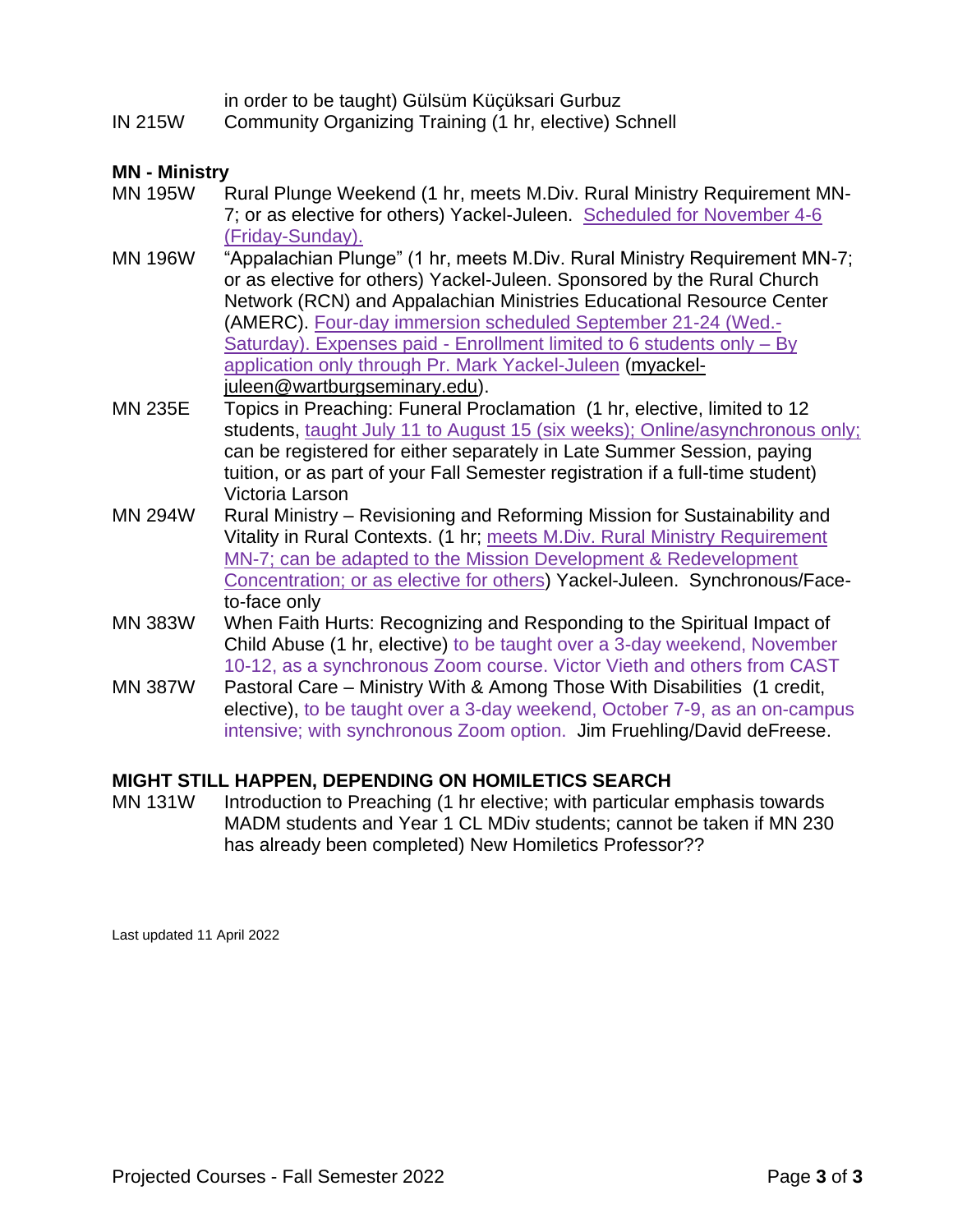in order to be taught) Gülsüm Küçüksari Gurbuz

IN 215W Community Organizing Training (1 hr, elective) Schnell

**MN - Ministry**

MN 195W Rural Plunge Weekend (1 hr, meets M.Div. Rural Ministry Requirement MN-7; or as elective for others) Yackel-Juleen. Scheduled for November 4-6 (Friday-Sunday).

MN 196W "Appalachian Plunge" (1 hr, meets M.Div. Rural Ministry Requirement MN-7; or as elective for others) Yackel-Juleen. Sponsored by the Rural Church Network (RCN) and Appalachian Ministries Educational Resource Center (AMERC). Four-day immersion scheduled September 21-24 (Wed.-Saturday). Expenses paid - Enrollment limited to 6 students only – By application only through Pr. Mark Yackel-Juleen (myackel-juleen@wartburgseminary.edu).

MN 235E Topics in Preaching: Funeral Proclamation (1 hr, elective, limited to 12 students, taught July 11 to August 15 (six weeks); Online/asynchronous only; can be registered for either separately in Late Summer Session, paying tuition, or as part of your Fall Semester registration if a full-time student) Victoria Larson

MN 294W Rural Ministry – Revisioning and Reforming Mission for Sustainability and Vitality in Rural Contexts. (1 hr; meets M.Div. Rural Ministry Requirement MN-7; can be adapted to the Mission Development & Redevelopment Concentration; or as elective for others) Yackel-Juleen. Synchronous/Face-to-face only

MN 383W When Faith Hurts: Recognizing and Responding to the Spiritual Impact of Child Abuse (1 hr, elective) to be taught over a 3-day weekend, November 10-12, as a synchronous Zoom course. Victor Vieth and others from CAST

MN 387W Pastoral Care – Ministry With & Among Those With Disabilities (1 credit, elective), to be taught over a 3-day weekend, October 7-9, as an on-campus intensive; with synchronous Zoom option. Jim Fruehling/David deFreese.

**MIGHT STILL HAPPEN, DEPENDING ON HOMILETICS SEARCH**

MN 131W Introduction to Preaching (1 hr elective; with particular emphasis towards MADM students and Year 1 CL MDiv students; cannot be taken if MN 230 has already been completed) New Homiletics Professor??

Last updated 11 April 2022